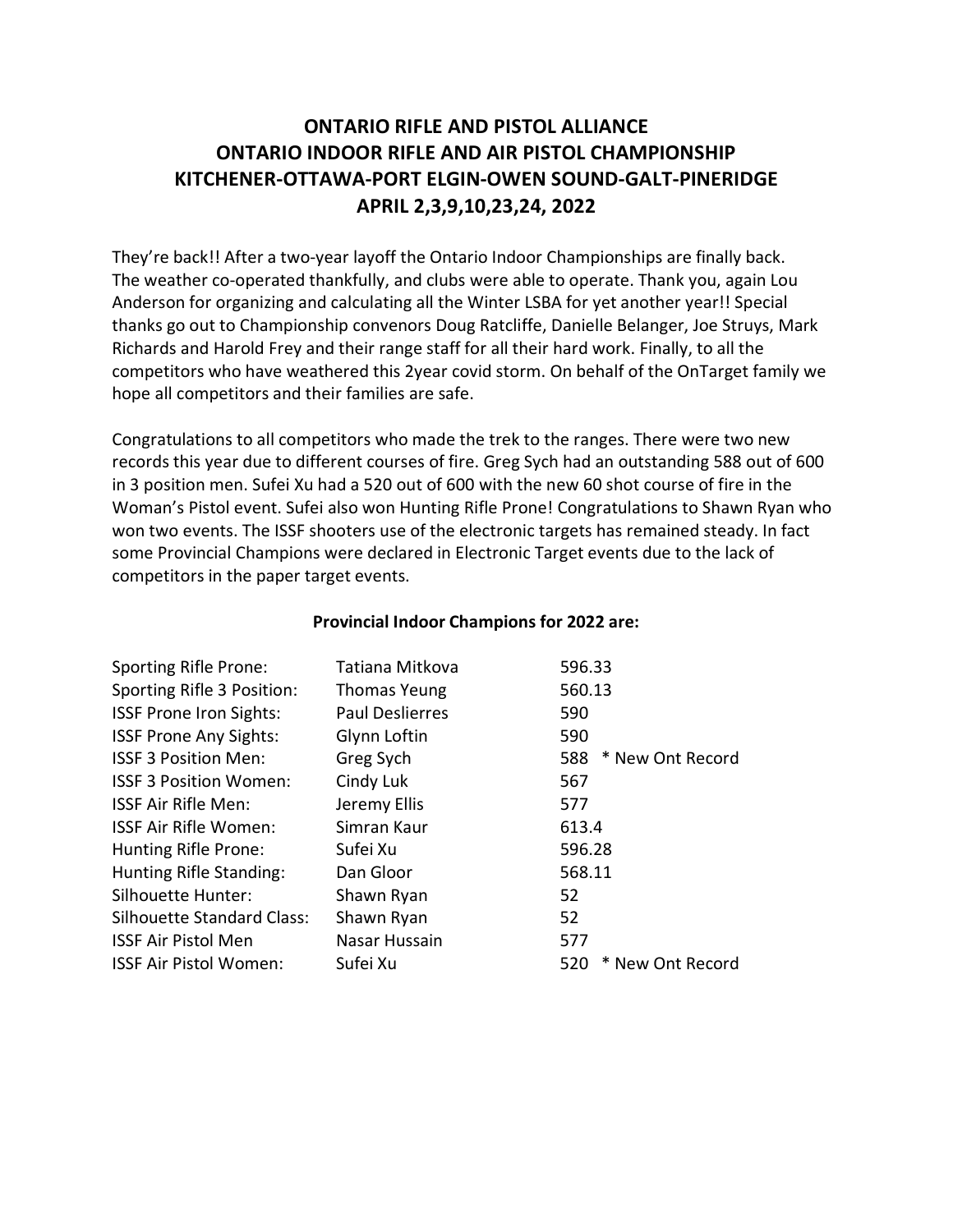# ONTARIO RIFLE AND PISTOL ALLIANCE
# ONTARIO INDOOR RIFLE AND AIR PISTOL CHAMPIONSHIP
# KITCHENER-OTTAWA-PORT ELGIN-OWEN SOUND-GALT-PINERIDGE
# APRIL 2,3,9,10,23,24, 2022

They're back!! After a two-year layoff the Ontario Indoor Championships are finally back. The weather co-operated thankfully, and clubs were able to operate. Thank you, again Lou Anderson for organizing and calculating all the Winter LSBA for yet another year!! Special thanks go out to Championship convenors Doug Ratcliffe, Danielle Belanger, Joe Struys, Mark Richards and Harold Frey and their range staff for all their hard work. Finally, to all the competitors who have weathered this 2year covid storm. On behalf of the OnTarget family we hope all competitors and their families are safe.

Congratulations to all competitors who made the trek to the ranges. There were two new records this year due to different courses of fire. Greg Sych had an outstanding 588 out of 600 in 3 position men. Sufei Xu had a 520 out of 600 with the new 60 shot course of fire in the Woman's Pistol event. Sufei also won Hunting Rifle Prone! Congratulations to Shawn Ryan who won two events. The ISSF shooters use of the electronic targets has remained steady. In fact some Provincial Champions were declared in Electronic Target events due to the lack of competitors in the paper target events.

**Provincial Indoor Champions for 2022 are:**

| Event | Champion | Score |
|---|---|---|
| Sporting Rifle Prone: | Tatiana Mitkova | 596.33 |
| Sporting Rifle 3 Position: | Thomas Yeung | 560.13 |
| ISSF Prone Iron Sights: | Paul Deslierres | 590 |
| ISSF Prone Any Sights: | Glynn Loftin | 590 |
| ISSF 3 Position Men: | Greg Sych | 588 * New Ont Record |
| ISSF 3 Position Women: | Cindy Luk | 567 |
| ISSF Air Rifle Men: | Jeremy Ellis | 577 |
| ISSF Air Rifle Women: | Simran Kaur | 613.4 |
| Hunting Rifle Prone: | Sufei Xu | 596.28 |
| Hunting Rifle Standing: | Dan Gloor | 568.11 |
| Silhouette Hunter: | Shawn Ryan | 52 |
| Silhouette Standard Class: | Shawn Ryan | 52 |
| ISSF Air Pistol Men | Nasar Hussain | 577 |
| ISSF Air Pistol Women: | Sufei Xu | 520 * New Ont Record |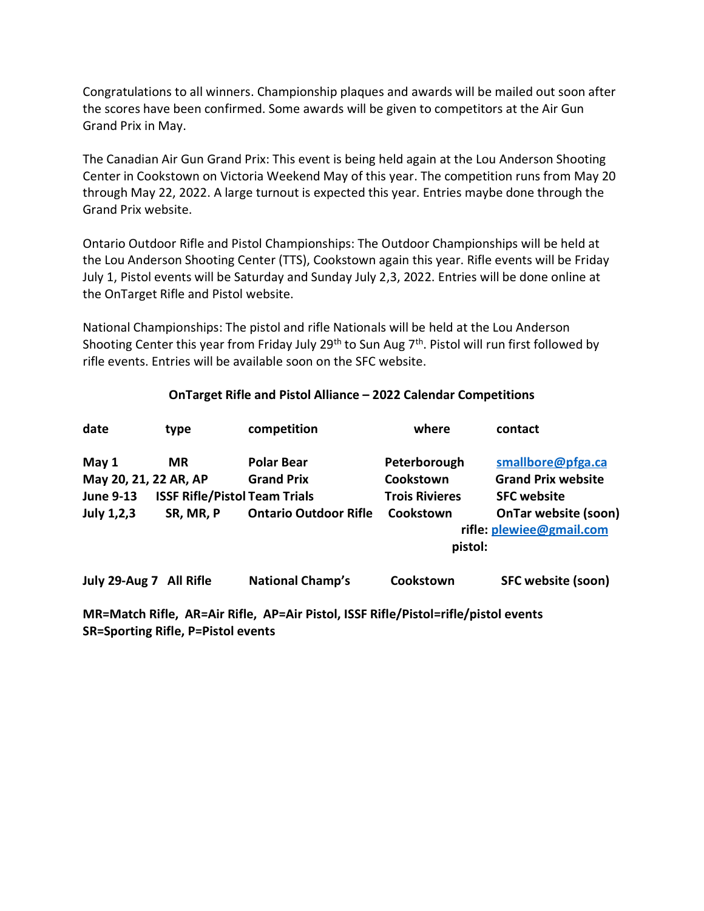Congratulations to all winners. Championship plaques and awards will be mailed out soon after the scores have been confirmed. Some awards will be given to competitors at the Air Gun Grand Prix in May.

The Canadian Air Gun Grand Prix: This event is being held again at the Lou Anderson Shooting Center in Cookstown on Victoria Weekend May of this year. The competition runs from May 20 through May 22, 2022. A large turnout is expected this year. Entries maybe done through the Grand Prix website.

Ontario Outdoor Rifle and Pistol Championships: The Outdoor Championships will be held at the Lou Anderson Shooting Center (TTS), Cookstown again this year. Rifle events will be Friday July 1, Pistol events will be Saturday and Sunday July 2,3, 2022. Entries will be done online at the OnTarget Rifle and Pistol website.

National Championships: The pistol and rifle Nationals will be held at the Lou Anderson Shooting Center this year from Friday July 29th to Sun Aug 7th. Pistol will run first followed by rifle events. Entries will be available soon on the SFC website.

**OnTarget Rifle and Pistol Alliance – 2022 Calendar Competitions**

| date | type | competition | where | contact |
|---|---|---|---|---|
| **May 1** | **MR** | **Polar Bear** | **Peterborough** | **smallbore@pfga.ca** |
| **May 20, 21, 22** | **AR, AP** | **Grand Prix** | **Cookstown** | **Grand Prix website** |
| **June 9-13** | **ISSF Rifle/Pistol** | **Team Trials** | **Trois Rivieres** | **SFC website** |
| **July 1,2,3** | **SR, MR, P** | **Ontario Outdoor Rifle** | **Cookstown** | **OnTar website (soon)** rifle: **plewiee@gmail.com** pistol: |
| **July 29-Aug 7** | **All Rifle** | **National Champ's** | **Cookstown** | **SFC website (soon)** |

**MR=Match Rifle, AR=Air Rifle, AP=Air Pistol, ISSF Rifle/Pistol=rifle/pistol events**
**SR=Sporting Rifle, P=Pistol events**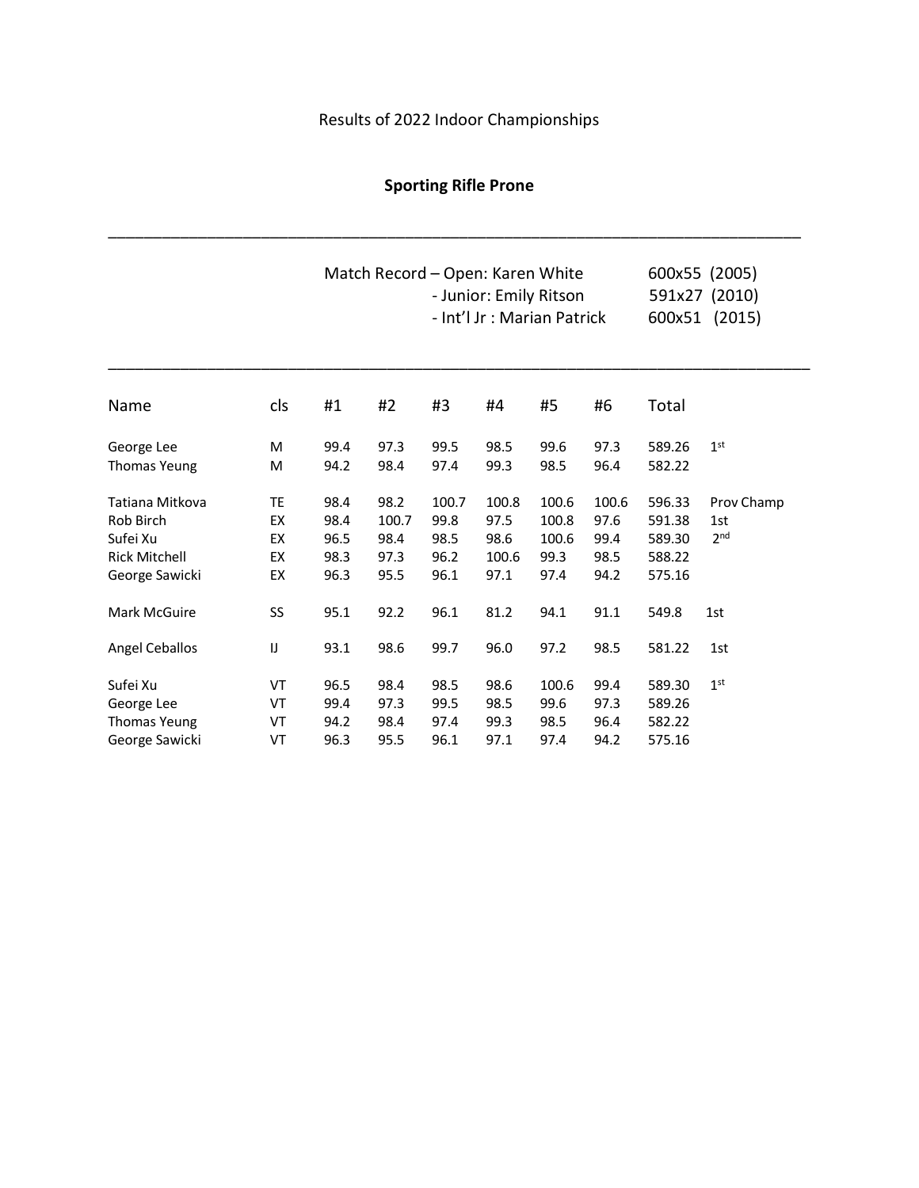Results of 2022 Indoor Championships

## Sporting Rifle Prone

---

Match Record – Open: Karen White 600x55 (2005)
- Junior: Emily Ritson 591x27 (2010)
- Int'l Jr : Marian Patrick 600x51 (2015)

---

| Name | cls | #1 | #2 | #3 | #4 | #5 | #6 | Total | |
|---|---|---|---|---|---|---|---|---|---|
| George Lee | M | 99.4 | 97.3 | 99.5 | 98.5 | 99.6 | 97.3 | 589.26 | 1st |
| Thomas Yeung | M | 94.2 | 98.4 | 97.4 | 99.3 | 98.5 | 96.4 | 582.22 | |
| | | | | | | | | | |
| Tatiana Mitkova | TE | 98.4 | 98.2 | 100.7 | 100.8 | 100.6 | 100.6 | 596.33 | Prov Champ |
| Rob Birch | EX | 98.4 | 100.7 | 99.8 | 97.5 | 100.8 | 97.6 | 591.38 | 1st |
| Sufei Xu | EX | 96.5 | 98.4 | 98.5 | 98.6 | 100.6 | 99.4 | 589.30 | 2nd |
| Rick Mitchell | EX | 98.3 | 97.3 | 96.2 | 100.6 | 99.3 | 98.5 | 588.22 | |
| George Sawicki | EX | 96.3 | 95.5 | 96.1 | 97.1 | 97.4 | 94.2 | 575.16 | |
| | | | | | | | | | |
| Mark McGuire | SS | 95.1 | 92.2 | 96.1 | 81.2 | 94.1 | 91.1 | 549.8 | 1st |
| | | | | | | | | | |
| Angel Ceballos | IJ | 93.1 | 98.6 | 99.7 | 96.0 | 97.2 | 98.5 | 581.22 | 1st |
| | | | | | | | | | |
| Sufei Xu | VT | 96.5 | 98.4 | 98.5 | 98.6 | 100.6 | 99.4 | 589.30 | 1st |
| George Lee | VT | 99.4 | 97.3 | 99.5 | 98.5 | 99.6 | 97.3 | 589.26 | |
| Thomas Yeung | VT | 94.2 | 98.4 | 97.4 | 99.3 | 98.5 | 96.4 | 582.22 | |
| George Sawicki | VT | 96.3 | 95.5 | 96.1 | 97.1 | 97.4 | 94.2 | 575.16 | |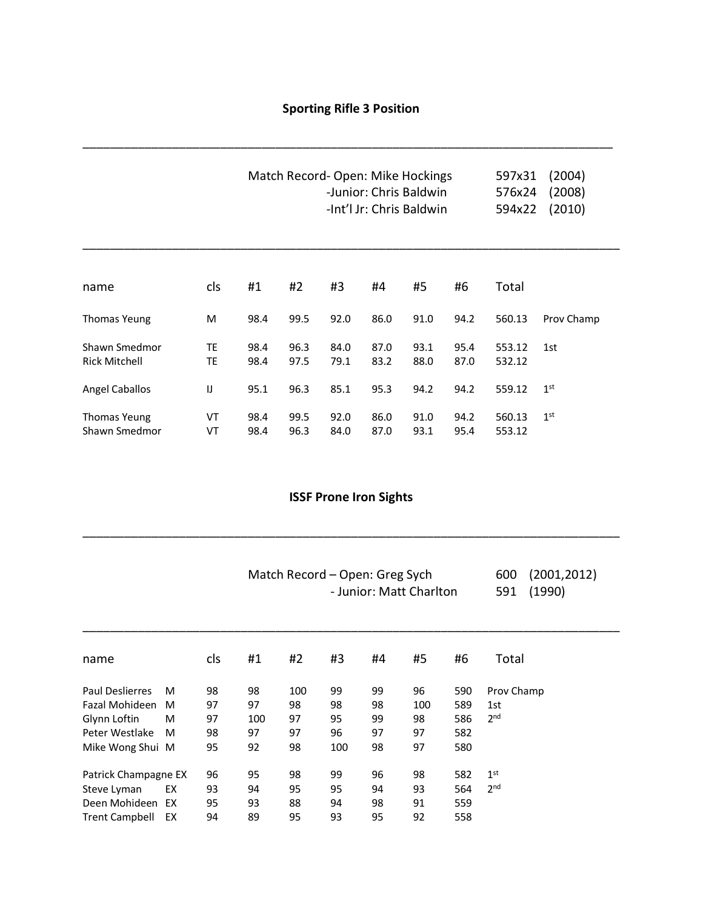## Sporting Rifle 3 Position

---

Match Record- Open: Mike Hockings 597x31 (2004)
-Junior: Chris Baldwin 576x24 (2008)
-Int'l Jr: Chris Baldwin 594x22 (2010)

---

| name | cls | #1 | #2 | #3 | #4 | #5 | #6 | Total | |
|---|---|---|---|---|---|---|---|---|---|
| Thomas Yeung | M | 98.4 | 99.5 | 92.0 | 86.0 | 91.0 | 94.2 | 560.13 | Prov Champ |
| Shawn Smedmor | TE | 98.4 | 96.3 | 84.0 | 87.0 | 93.1 | 95.4 | 553.12 | 1st |
| Rick Mitchell | TE | 98.4 | 97.5 | 79.1 | 83.2 | 88.0 | 87.0 | 532.12 | |
| Angel Caballos | IJ | 95.1 | 96.3 | 85.1 | 95.3 | 94.2 | 94.2 | 559.12 | 1st |
| Thomas Yeung | VT | 98.4 | 99.5 | 92.0 | 86.0 | 91.0 | 94.2 | 560.13 | 1st |
| Shawn Smedmor | VT | 98.4 | 96.3 | 84.0 | 87.0 | 93.1 | 95.4 | 553.12 | |

## ISSF Prone Iron Sights

---

Match Record – Open: Greg Sych 600 (2001,2012)
- Junior: Matt Charlton 591 (1990)

---

| name | cls | #1 | #2 | #3 | #4 | #5 | #6 | Total | |
|---|---|---|---|---|---|---|---|---|---|
| Paul Deslierres | M | 98 | 98 | 100 | 99 | 99 | 96 | 590 | Prov Champ |
| Fazal Mohideen | M | 97 | 97 | 98 | 98 | 98 | 100 | 589 | 1st |
| Glynn Loftin | M | 97 | 100 | 97 | 95 | 99 | 98 | 586 | 2nd |
| Peter Westlake | M | 98 | 97 | 97 | 96 | 97 | 97 | 582 | |
| Mike Wong Shui | M | 95 | 92 | 98 | 100 | 98 | 97 | 580 | |
| Patrick Champagne | EX | 96 | 95 | 98 | 99 | 96 | 98 | 582 | 1st |
| Steve Lyman | EX | 93 | 94 | 95 | 95 | 94 | 93 | 564 | 2nd |
| Deen Mohideen | EX | 95 | 93 | 88 | 94 | 98 | 91 | 559 | |
| Trent Campbell | EX | 94 | 89 | 95 | 93 | 95 | 92 | 558 | |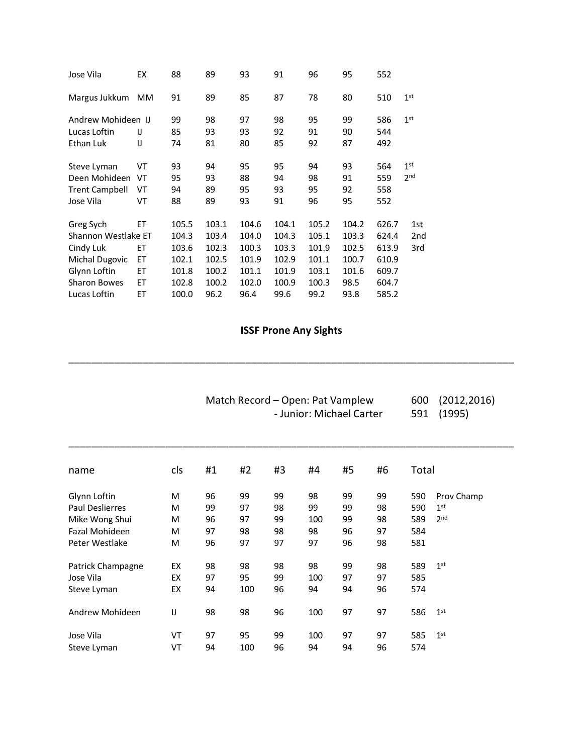| | | | | | | | | | |
|---|---|---|---|---|---|---|---|---|---|
| Jose Vila | EX | 88 | 89 | 93 | 91 | 96 | 95 | 552 | |
| | | | | | | | | | |
| Margus Jukkum | MM | 91 | 89 | 85 | 87 | 78 | 80 | 510 | 1st |
| | | | | | | | | | |
| Andrew Mohideen | IJ | 99 | 98 | 97 | 98 | 95 | 99 | 586 | 1st |
| Lucas Loftin | IJ | 85 | 93 | 93 | 92 | 91 | 90 | 544 | |
| Ethan Luk | IJ | 74 | 81 | 80 | 85 | 92 | 87 | 492 | |
| | | | | | | | | | |
| Steve Lyman | VT | 93 | 94 | 95 | 95 | 94 | 93 | 564 | 1st |
| Deen Mohideen | VT | 95 | 93 | 88 | 94 | 98 | 91 | 559 | 2nd |
| Trent Campbell | VT | 94 | 89 | 95 | 93 | 95 | 92 | 558 | |
| Jose Vila | VT | 88 | 89 | 93 | 91 | 96 | 95 | 552 | |
| | | | | | | | | | |
| Greg Sych | ET | 105.5 | 103.1 | 104.6 | 104.1 | 105.2 | 104.2 | 626.7 | 1st |
| Shannon Westlake | ET | 104.3 | 103.4 | 104.0 | 104.3 | 105.1 | 103.3 | 624.4 | 2nd |
| Cindy Luk | ET | 103.6 | 102.3 | 100.3 | 103.3 | 101.9 | 102.5 | 613.9 | 3rd |
| Michal Dugovic | ET | 102.1 | 102.5 | 101.9 | 102.9 | 101.1 | 100.7 | 610.9 | |
| Glynn Loftin | ET | 101.8 | 100.2 | 101.1 | 101.9 | 103.1 | 101.6 | 609.7 | |
| Sharon Bowes | ET | 102.8 | 100.2 | 102.0 | 100.9 | 100.3 | 98.5 | 604.7 | |
| Lucas Loftin | ET | 100.0 | 96.2 | 96.4 | 99.6 | 99.2 | 93.8 | 585.2 | |

## ISSF Prone Any Sights

---

Match Record – Open: Pat Vamplew 600 (2012,2016)
- Junior: Michael Carter 591 (1995)

---

| name | cls | #1 | #2 | #3 | #4 | #5 | #6 | Total | |
|---|---|---|---|---|---|---|---|---|---|
| Glynn Loftin | M | 96 | 99 | 99 | 98 | 99 | 99 | 590 | Prov Champ |
| Paul Deslierres | M | 99 | 97 | 98 | 99 | 99 | 98 | 590 | 1st |
| Mike Wong Shui | M | 96 | 97 | 99 | 100 | 99 | 98 | 589 | 2nd |
| Fazal Mohideen | M | 97 | 98 | 98 | 98 | 96 | 97 | 584 | |
| Peter Westlake | M | 96 | 97 | 97 | 97 | 96 | 98 | 581 | |
| | | | | | | | | | |
| Patrick Champagne | EX | 98 | 98 | 98 | 98 | 99 | 98 | 589 | 1st |
| Jose Vila | EX | 97 | 95 | 99 | 100 | 97 | 97 | 585 | |
| Steve Lyman | EX | 94 | 100 | 96 | 94 | 94 | 96 | 574 | |
| | | | | | | | | | |
| Andrew Mohideen | IJ | 98 | 98 | 96 | 100 | 97 | 97 | 586 | 1st |
| | | | | | | | | | |
| Jose Vila | VT | 97 | 95 | 99 | 100 | 97 | 97 | 585 | 1st |
| Steve Lyman | VT | 94 | 100 | 96 | 94 | 94 | 96 | 574 | |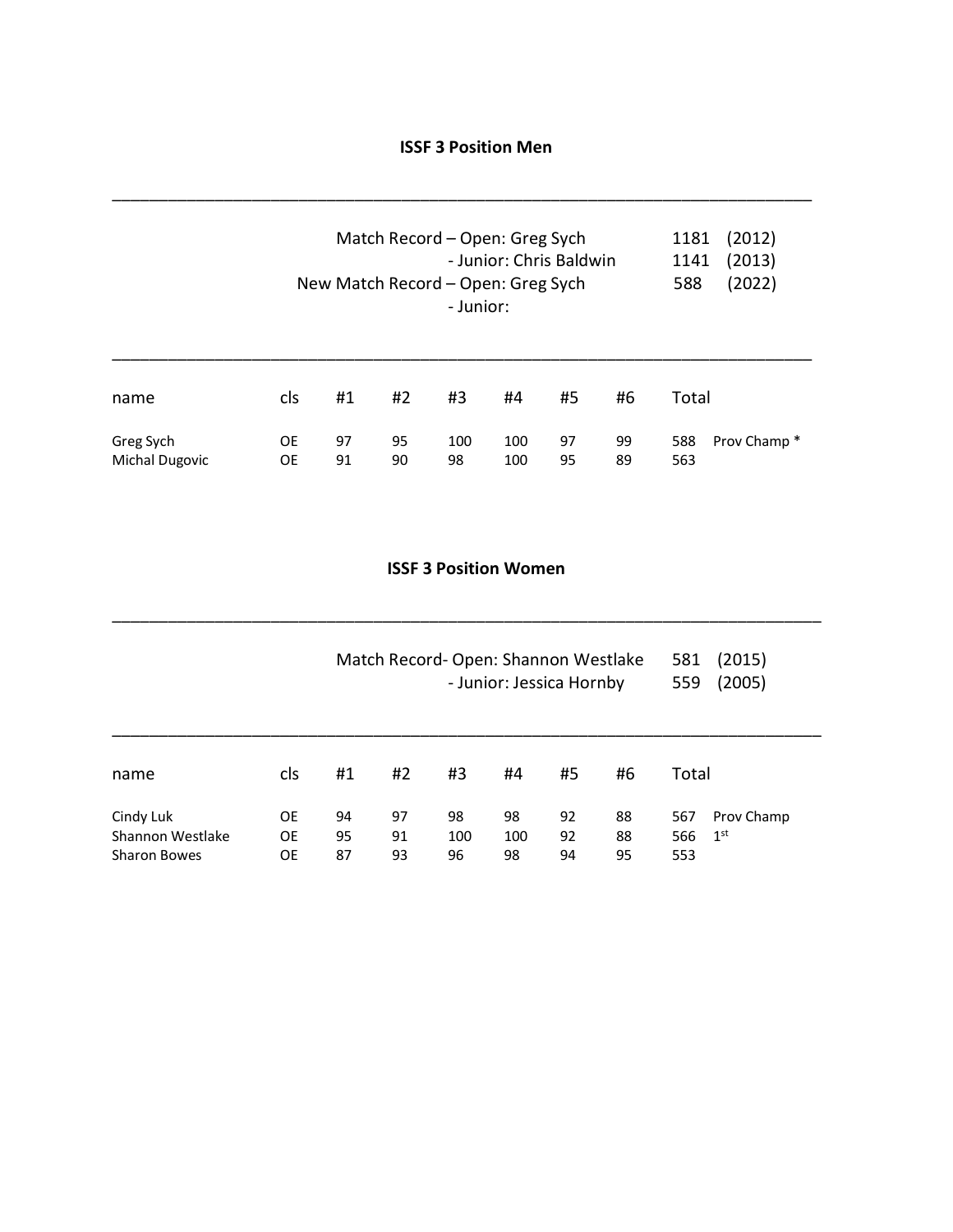## ISSF 3 Position Men

Match Record – Open: Greg Sych 1181 (2012)
- Junior: Chris Baldwin 1141 (2013)

New Match Record – Open: Greg Sych 588 (2022)
- Junior:

| name | cls | #1 | #2 | #3 | #4 | #5 | #6 | Total | |
|---|---|---|---|---|---|---|---|---|---|
| Greg Sych | OE | 97 | 95 | 100 | 100 | 97 | 99 | 588 | Prov Champ * |
| Michal Dugovic | OE | 91 | 90 | 98 | 100 | 95 | 89 | 563 | |

## ISSF 3 Position Women

Match Record- Open: Shannon Westlake 581 (2015)
- Junior: Jessica Hornby 559 (2005)

| name | cls | #1 | #2 | #3 | #4 | #5 | #6 | Total | |
|---|---|---|---|---|---|---|---|---|---|
| Cindy Luk | OE | 94 | 97 | 98 | 98 | 92 | 88 | 567 | Prov Champ |
| Shannon Westlake | OE | 95 | 91 | 100 | 100 | 92 | 88 | 566 | 1st |
| Sharon Bowes | OE | 87 | 93 | 96 | 98 | 94 | 95 | 553 | |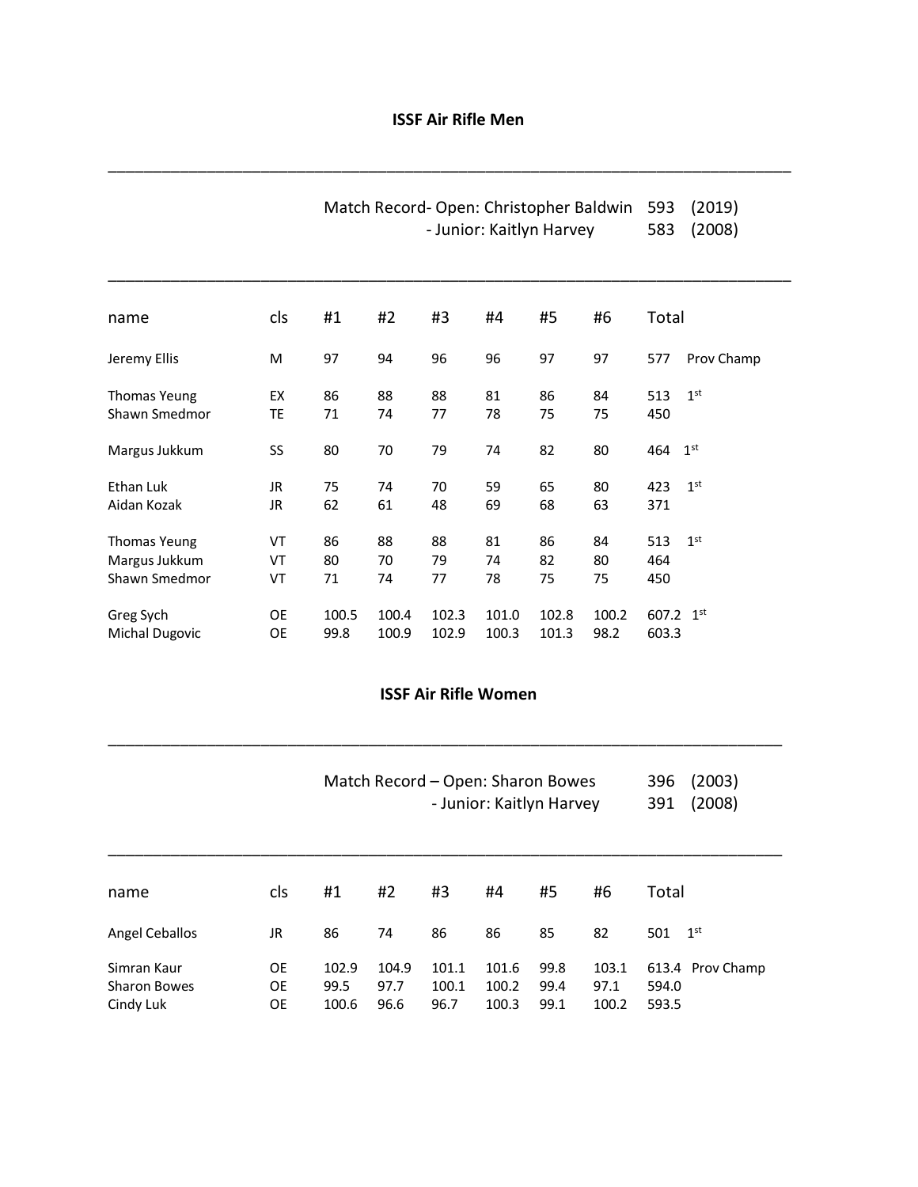## ISSF Air Rifle Men

Match Record- Open: Christopher Baldwin 593 (2019)
- Junior: Kaitlyn Harvey 583 (2008)

| name | cls | #1 | #2 | #3 | #4 | #5 | #6 | Total | |
|---|---|---|---|---|---|---|---|---|---|
| Jeremy Ellis | M | 97 | 94 | 96 | 96 | 97 | 97 | 577 | Prov Champ |
| Thomas Yeung | EX | 86 | 88 | 88 | 81 | 86 | 84 | 513 | 1st |
| Shawn Smedmor | TE | 71 | 74 | 77 | 78 | 75 | 75 | 450 | |
| Margus Jukkum | SS | 80 | 70 | 79 | 74 | 82 | 80 | 464 | 1st |
| Ethan Luk | JR | 75 | 74 | 70 | 59 | 65 | 80 | 423 | 1st |
| Aidan Kozak | JR | 62 | 61 | 48 | 69 | 68 | 63 | 371 | |
| Thomas Yeung | VT | 86 | 88 | 88 | 81 | 86 | 84 | 513 | 1st |
| Margus Jukkum | VT | 80 | 70 | 79 | 74 | 82 | 80 | 464 | |
| Shawn Smedmor | VT | 71 | 74 | 77 | 78 | 75 | 75 | 450 | |
| Greg Sych | OE | 100.5 | 100.4 | 102.3 | 101.0 | 102.8 | 100.2 | 607.2 | 1st |
| Michal Dugovic | OE | 99.8 | 100.9 | 102.9 | 100.3 | 101.3 | 98.2 | 603.3 | |

## ISSF Air Rifle Women

Match Record – Open: Sharon Bowes 396 (2003)
- Junior: Kaitlyn Harvey 391 (2008)

| name | cls | #1 | #2 | #3 | #4 | #5 | #6 | Total | |
|---|---|---|---|---|---|---|---|---|---|
| Angel Ceballos | JR | 86 | 74 | 86 | 86 | 85 | 82 | 501 | 1st |
| Simran Kaur | OE | 102.9 | 104.9 | 101.1 | 101.6 | 99.8 | 103.1 | 613.4 | Prov Champ |
| Sharon Bowes | OE | 99.5 | 97.7 | 100.1 | 100.2 | 99.4 | 97.1 | 594.0 | |
| Cindy Luk | OE | 100.6 | 96.6 | 96.7 | 100.3 | 99.1 | 100.2 | 593.5 | |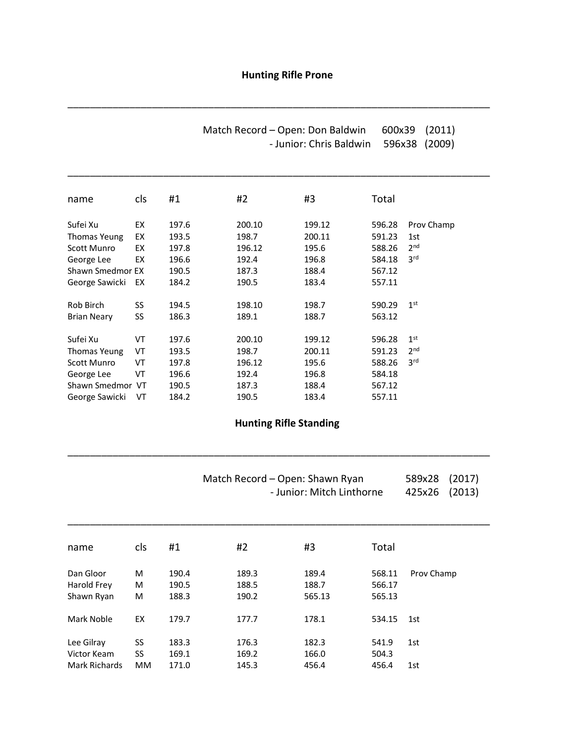## Hunting Rifle Prone

Match Record – Open: Don Baldwin 600x39 (2011)
- Junior: Chris Baldwin 596x38 (2009)

| name | cls | #1 | #2 | #3 | Total | |
|---|---|---|---|---|---|---|
| Sufei Xu | EX | 197.6 | 200.10 | 199.12 | 596.28 | Prov Champ |
| Thomas Yeung | EX | 193.5 | 198.7 | 200.11 | 591.23 | 1st |
| Scott Munro | EX | 197.8 | 196.12 | 195.6 | 588.26 | 2nd |
| George Lee | EX | 196.6 | 192.4 | 196.8 | 584.18 | 3rd |
| Shawn Smedmor | EX | 190.5 | 187.3 | 188.4 | 567.12 | |
| George Sawicki | EX | 184.2 | 190.5 | 183.4 | 557.11 | |
| | | | | | | |
| Rob Birch | SS | 194.5 | 198.10 | 198.7 | 590.29 | 1st |
| Brian Neary | SS | 186.3 | 189.1 | 188.7 | 563.12 | |
| | | | | | | |
| Sufei Xu | VT | 197.6 | 200.10 | 199.12 | 596.28 | 1st |
| Thomas Yeung | VT | 193.5 | 198.7 | 200.11 | 591.23 | 2nd |
| Scott Munro | VT | 197.8 | 196.12 | 195.6 | 588.26 | 3rd |
| George Lee | VT | 196.6 | 192.4 | 196.8 | 584.18 | |
| Shawn Smedmor | VT | 190.5 | 187.3 | 188.4 | 567.12 | |
| George Sawicki | VT | 184.2 | 190.5 | 183.4 | 557.11 | |

## Hunting Rifle Standing

Match Record – Open: Shawn Ryan 589x28 (2017)
- Junior: Mitch Linthorne 425x26 (2013)

| name | cls | #1 | #2 | #3 | Total | |
|---|---|---|---|---|---|---|
| Dan Gloor | M | 190.4 | 189.3 | 189.4 | 568.11 | Prov Champ |
| Harold Frey | M | 190.5 | 188.5 | 188.7 | 566.17 | |
| Shawn Ryan | M | 188.3 | 190.2 | 565.13 | 565.13 | |
| | | | | | | |
| Mark Noble | EX | 179.7 | 177.7 | 178.1 | 534.15 | 1st |
| | | | | | | |
| Lee Gilray | SS | 183.3 | 176.3 | 182.3 | 541.9 | 1st |
| Victor Keam | SS | 169.1 | 169.2 | 166.0 | 504.3 | |
| Mark Richards | MM | 171.0 | 145.3 | 456.4 | 456.4 | 1st |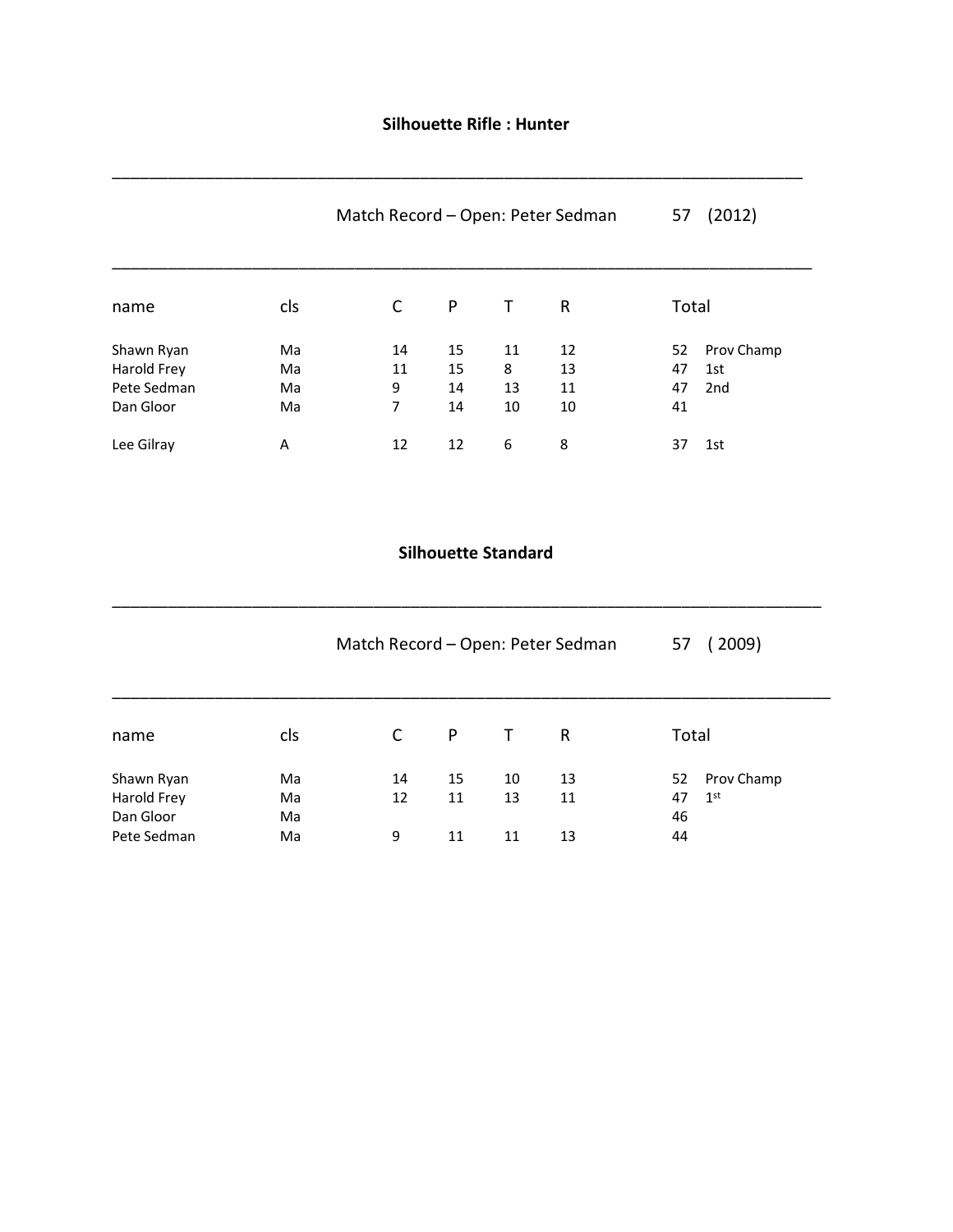**Silhouette Rifle : Hunter**

Match Record – Open: Peter Sedman 57 (2012)

| name | cls | C | P | T | R | Total | |
|---|---|---|---|---|---|---|---|
| Shawn Ryan | Ma | 14 | 15 | 11 | 12 | 52 | Prov Champ |
| Harold Frey | Ma | 11 | 15 | 8 | 13 | 47 | 1st |
| Pete Sedman | Ma | 9 | 14 | 13 | 11 | 47 | 2nd |
| Dan Gloor | Ma | 7 | 14 | 10 | 10 | 41 | |
| Lee Gilray | A | 12 | 12 | 6 | 8 | 37 | 1st |

**Silhouette Standard**

Match Record – Open: Peter Sedman 57 ( 2009)

| name | cls | C | P | T | R | Total | |
|---|---|---|---|---|---|---|---|
| Shawn Ryan | Ma | 14 | 15 | 10 | 13 | 52 | Prov Champ |
| Harold Frey | Ma | 12 | 11 | 13 | 11 | 47 | 1st |
| Dan Gloor | Ma | | | | | 46 | |
| Pete Sedman | Ma | 9 | 11 | 11 | 13 | 44 | |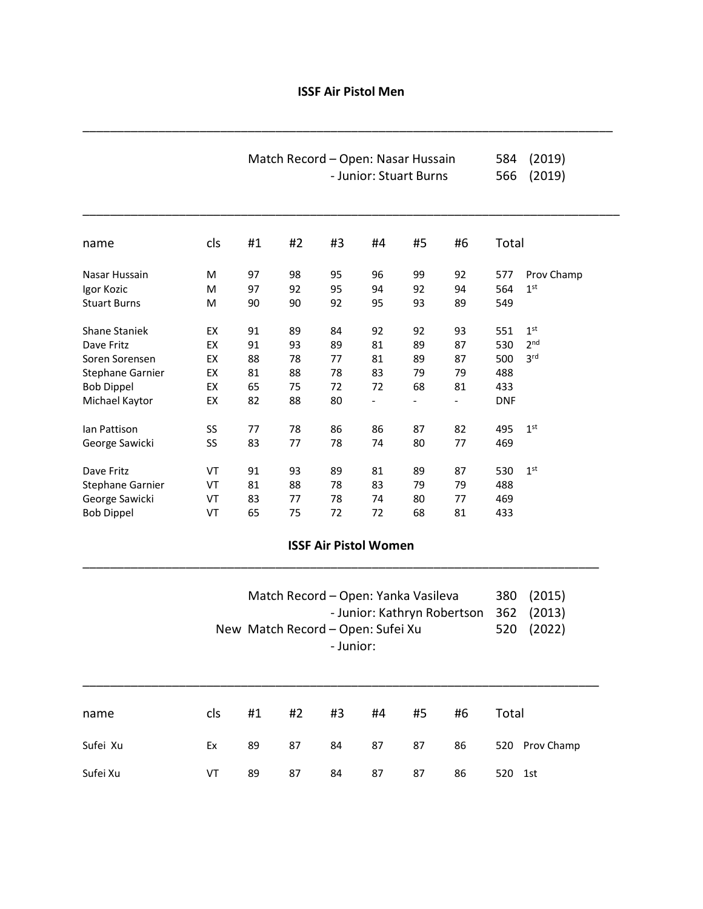## ISSF Air Pistol Men

Match Record – Open: Nasar Hussain 584 (2019)
- Junior: Stuart Burns 566 (2019)

| name | cls | #1 | #2 | #3 | #4 | #5 | #6 | Total | |
|---|---|---|---|---|---|---|---|---|---|
| Nasar Hussain | M | 97 | 98 | 95 | 96 | 99 | 92 | 577 | Prov Champ |
| Igor Kozic | M | 97 | 92 | 95 | 94 | 92 | 94 | 564 | 1st |
| Stuart Burns | M | 90 | 90 | 92 | 95 | 93 | 89 | 549 | |
| Shane Staniek | EX | 91 | 89 | 84 | 92 | 92 | 93 | 551 | 1st |
| Dave Fritz | EX | 91 | 93 | 89 | 81 | 89 | 87 | 530 | 2nd |
| Soren Sorensen | EX | 88 | 78 | 77 | 81 | 89 | 87 | 500 | 3rd |
| Stephane Garnier | EX | 81 | 88 | 78 | 83 | 79 | 79 | 488 | |
| Bob Dippel | EX | 65 | 75 | 72 | 72 | 68 | 81 | 433 | |
| Michael Kaytor | EX | 82 | 88 | 80 | - | - | - | DNF | |
| Ian Pattison | SS | 77 | 78 | 86 | 86 | 87 | 82 | 495 | 1st |
| George Sawicki | SS | 83 | 77 | 78 | 74 | 80 | 77 | 469 | |
| Dave Fritz | VT | 91 | 93 | 89 | 81 | 89 | 87 | 530 | 1st |
| Stephane Garnier | VT | 81 | 88 | 78 | 83 | 79 | 79 | 488 | |
| George Sawicki | VT | 83 | 77 | 78 | 74 | 80 | 77 | 469 | |
| Bob Dippel | VT | 65 | 75 | 72 | 72 | 68 | 81 | 433 | |

## ISSF Air Pistol Women

Match Record – Open: Yanka Vasileva 380 (2015)
- Junior: Kathryn Robertson 362 (2013)

New Match Record – Open: Sufei Xu 520 (2022)
- Junior:

| name | cls | #1 | #2 | #3 | #4 | #5 | #6 | Total | |
|---|---|---|---|---|---|---|---|---|---|
| Sufei Xu | Ex | 89 | 87 | 84 | 87 | 87 | 86 | 520 | Prov Champ |
| Sufei Xu | VT | 89 | 87 | 84 | 87 | 87 | 86 | 520 | 1st |